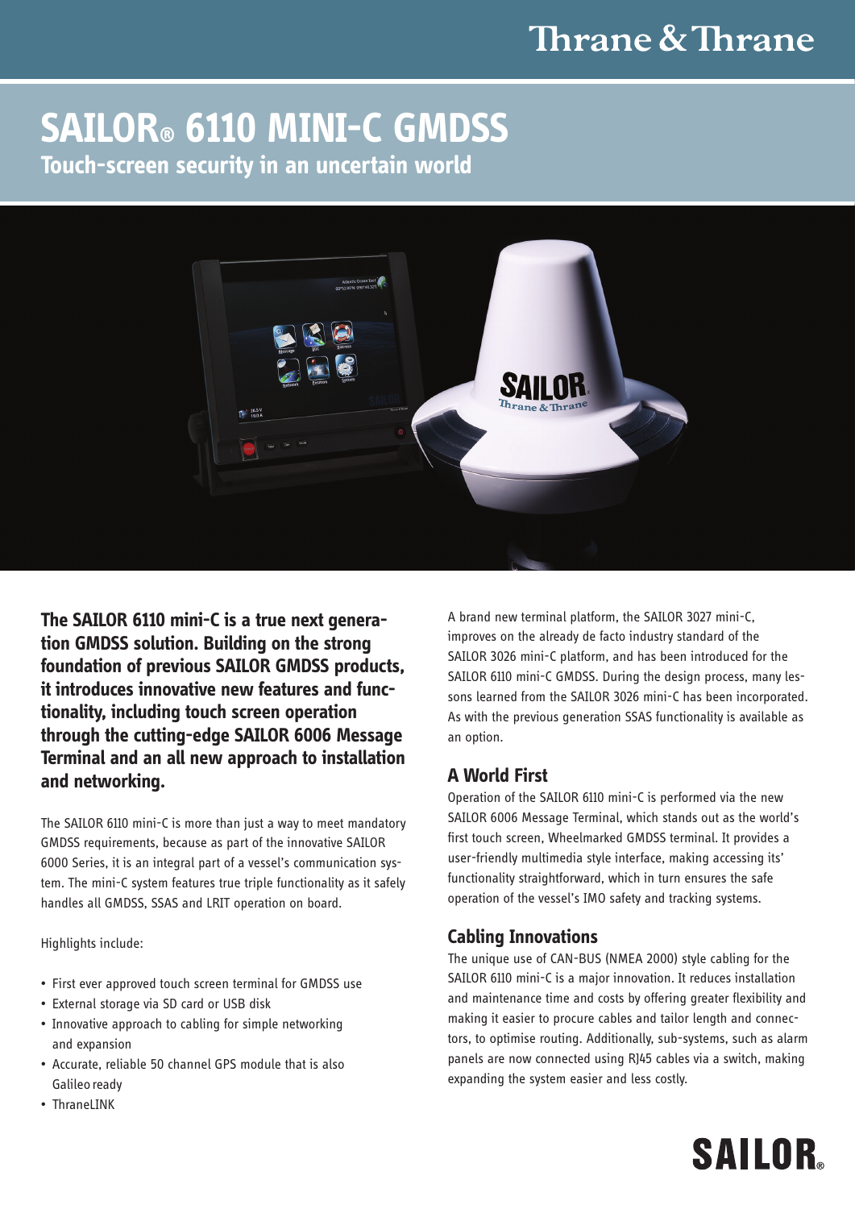# SAILOR® 6110 MINI-C GMDSS

## Touch-screen security in an uncertain world

**The SAILOR 6110 mini-C is a true next generation GMDSS solution. Building on the strong foundation of previous SAILOR GMDSS products, it introduces innovative new features and functionality, including touch screen operation through the cutting-edge SAILOR 6006 Message Terminal and an all new approach to installation and networking.**

The SAILOR 6110 mini-C is more than just a way to meet mandatory GMDSS requirements, because as part of the innovative SAILOR 6000 Series, it is an integral part of a vessel's communication system. The mini-C system features true triple functionality as it safely handles all GMDSS, SSAS and LRIT operation on board.

Highlights include:

- First ever approved touch screen terminal for GMDSS use
- External storage via SD card or USB disk
- Innovative approach to cabling for simple networking and expansion
- Accurate, reliable 50 channel GPS module that is also Galileo ready
- ThraneLINK

A brand new terminal platform, the SAILOR 3027 mini-C, improves on the already de facto industry standard of the SAILOR 3026 mini-C platform, and has been introduced for the SAILOR 6110 mini-C GMDSS. During the design process, many lessons learned from the SAILOR 3026 mini-C has been incorporated. As with the previous generation SSAS functionality is available as an option.

### A World First

Operation of the SAILOR 6110 mini-C is performed via the new SAILOR 6006 Message Terminal, which stands out as the world's first touch screen, Wheelmarked GMDSS terminal. It provides a user-friendly multimedia style interface, making accessing its' functionality straightforward, which in turn ensures the safe operation of the vessel's IMO safety and tracking systems.

### Cabling Innovations

The unique use of CAN-BUS (NMEA 2000) style cabling for the SAILOR 6110 mini-C is a major innovation. It reduces installation and maintenance time and costs by offering greater flexibility and making it easier to procure cables and tailor length and connectors, to optimise routing. Additionally, sub-systems, such as alarm panels are now connected using RJ45 cables via a switch, making expanding the system easier and less costly.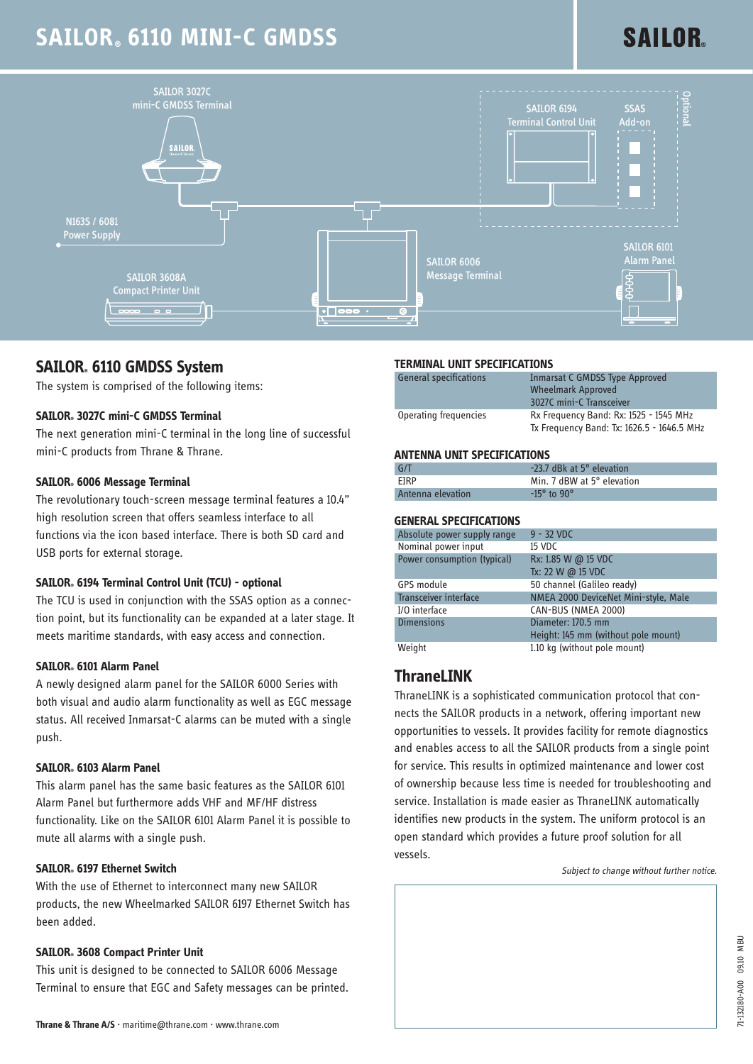# SAILOR® 6110 MINI-C GMDSS

SAILOR 3027C
mini-C GMDSS Terminal

SAILOR 6194
Terminal Control Unit

SSAS
Add-on

Optional

N163S / 6081
Power Supply

SAILOR 6006
Message Terminal

SAILOR 6101
Alarm Panel

SAILOR 3608A
Compact Printer Unit

## SAILOR® 6110 GMDSS System

The system is comprised of the following items:

### SAILOR® 3027C mini-C GMDSS Terminal

The next generation mini-C terminal in the long line of successful mini-C products from Thrane & Thrane.

### SAILOR® 6006 Message Terminal

The revolutionary touch-screen message terminal features a 10.4" high resolution screen that offers seamless interface to all functions via the icon based interface. There is both SD card and USB ports for external storage.

### SAILOR® 6194 Terminal Control Unit (TCU) - optional

The TCU is used in conjunction with the SSAS option as a connection point, but its functionality can be expanded at a later stage. It meets maritime standards, with easy access and connection.

### SAILOR® 6101 Alarm Panel

A newly designed alarm panel for the SAILOR 6000 Series with both visual and audio alarm functionality as well as EGC message status. All received Inmarsat-C alarms can be muted with a single push.

### SAILOR® 6103 Alarm Panel

This alarm panel has the same basic features as the SAILOR 6101 Alarm Panel but furthermore adds VHF and MF/HF distress functionality. Like on the SAILOR 6101 Alarm Panel it is possible to mute all alarms with a single push.

### SAILOR® 6197 Ethernet Switch

With the use of Ethernet to interconnect many new SAILOR products, the new Wheelmarked SAILOR 6197 Ethernet Switch has been added.

### SAILOR® 3608 Compact Printer Unit

This unit is designed to be connected to SAILOR 6006 Message Terminal to ensure that EGC and Safety messages can be printed.

### TERMINAL UNIT SPECIFICATIONS

| | |
|---|---|
| General specifications | Inmarsat C GMDSS Type Approved<br>Wheelmark Approved<br>3027C mini-C Transceiver |
| Operating frequencies | Rx Frequency Band: Rx: 1525 - 1545 MHz<br>Tx Frequency Band: Tx: 1626.5 - 1646.5 MHz |

### ANTENNA UNIT SPECIFICATIONS

| | |
|---|---|
| G/T | -23.7 dBk at 5° elevation |
| EIRP | Min. 7 dBW at 5° elevation |
| Antenna elevation | -15° to 90° |

### GENERAL SPECIFICATIONS

| | |
|---|---|
| Absolute power supply range | 9 - 32 VDC |
| Nominal power input | 15 VDC |
| Power consumption (typical) | Rx: 1.85 W @ 15 VDC<br>Tx: 22 W @ 15 VDC |
| GPS module | 50 channel (Galileo ready) |
| Transceiver interface | NMEA 2000 DeviceNet Mini-style, Male |
| I/O interface | CAN-BUS (NMEA 2000) |
| Dimensions | Diameter: 170.5 mm<br>Height: 145 mm (without pole mount) |
| Weight | 1.10 kg (without pole mount) |

## ThraneLINK

ThraneLINK is a sophisticated communication protocol that connects the SAILOR products in a network, offering important new opportunities to vessels. It provides facility for remote diagnostics and enables access to all the SAILOR products from a single point for service. This results in optimized maintenance and lower cost of ownership because less time is needed for troubleshooting and service. Installation is made easier as ThraneLINK automatically identifies new products in the system. The uniform protocol is an open standard which provides a future proof solution for all vessels.

*Subject to change without further notice.*

**Thrane & Thrane A/S** · maritime@thrane.com · www.thrane.com

71-132180-A00 09.10 MBU